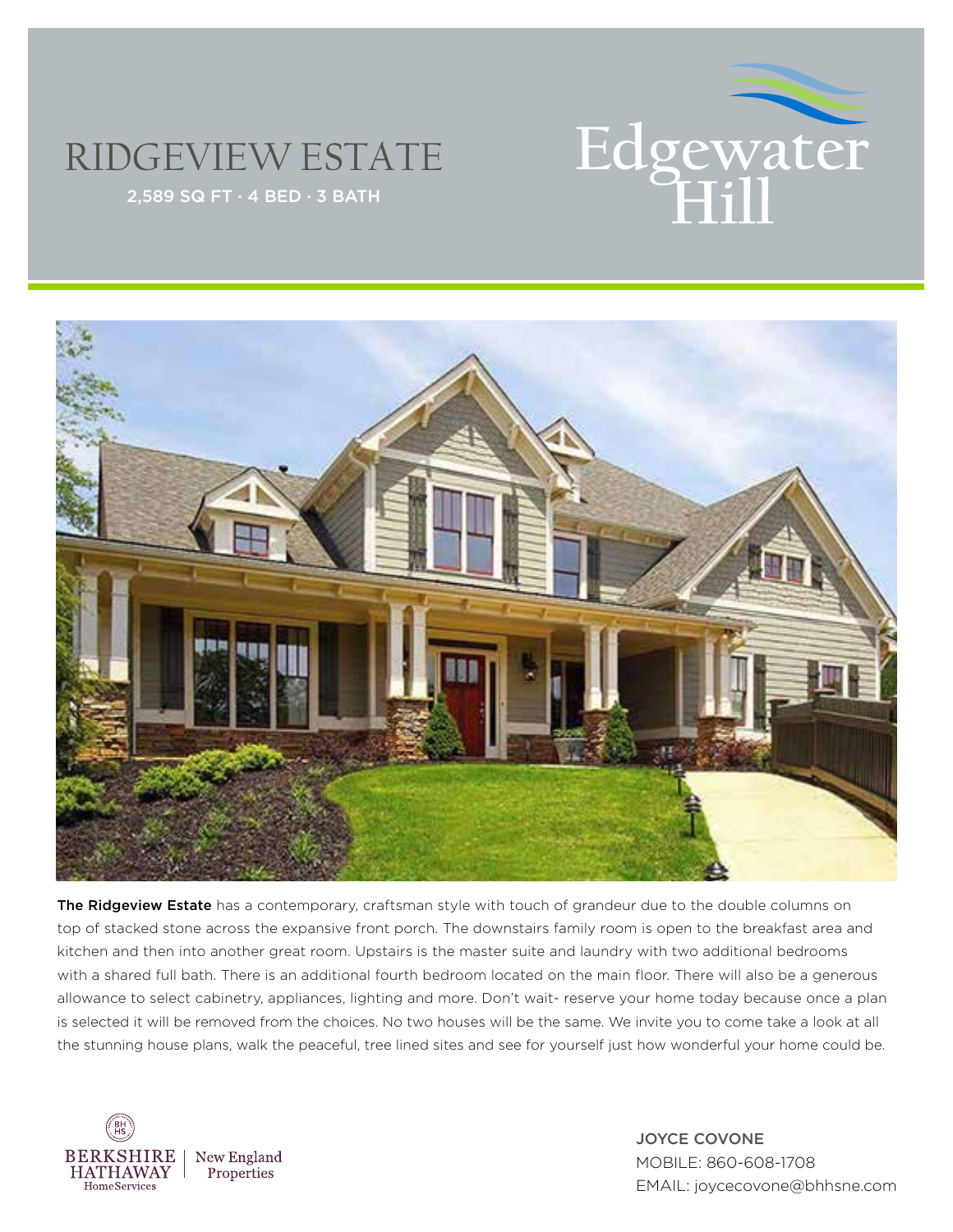# RIDGEVIEW ESTATE

2,589 SQ FT · 4 BED · 3 BATH

Edgewater Hill

**The Ridgeview Estate** has a contemporary, craftsman style with touch of grandeur due to the double columns on top of stacked stone across the expansive front porch. The downstairs family room is open to the breakfast area and kitchen and then into another great room. Upstairs is the master suite and laundry with two additional bedrooms with a shared full bath. There is an additional fourth bedroom located on the main floor. There will also be a generous allowance to select cabinetry, appliances, lighting and more. Don't wait- reserve your home today because once a plan is selected it will be removed from the choices. No two houses will be the same. We invite you to come take a look at all the stunning house plans, walk the peaceful, tree lined sites and see for yourself just how wonderful your home could be.

BERKSHIRE HATHAWAY HomeServices | New England Properties

JOYCE COVONE
MOBILE: 860-608-1708
EMAIL: joycecovone@bhhsne.com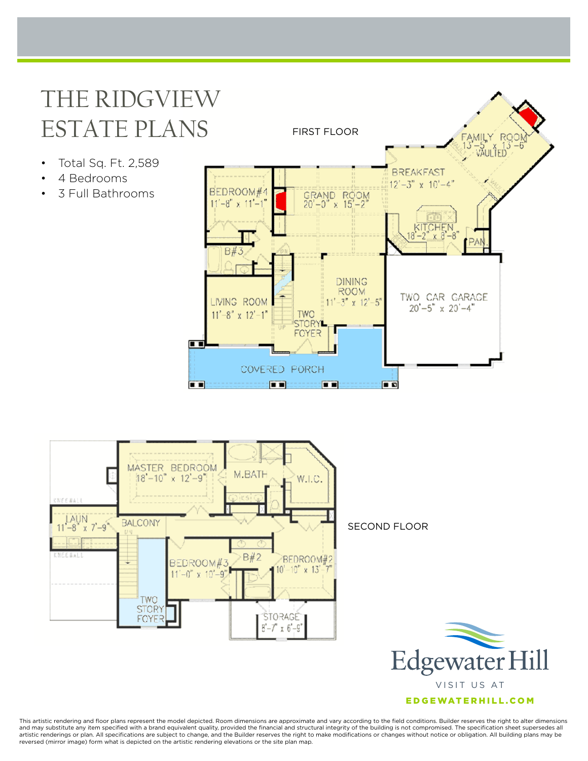# THE RIDGVIEW ESTATE PLANS

- Total Sq. Ft. 2,589
- 4 Bedrooms
- 3 Full Bathrooms

FIRST FLOOR

FAMILY ROOM
13'-5" x 13'-6"
VAULTED

BREAKFAST
12'-3" x 10'-4"

BEDROOM#4
11'-8" x 11'-1"

GRAND ROOM
20'-0" x 15'-2"

KITCHEN
18'-2" x 8'-8"

PAN.

B#3

DINING ROOM
11'-3" x 12'-5"

TWO CAR GARAGE
20'-5" x 20'-4"

LIVING ROOM
11'-8" x 12'-1"

TWO STORY FOYER

COVERED PORCH

MASTER BEDROOM
18'-10" x 12'-9"

M.BATH

W.I.C.

LAUN
11'-8" x 7'-9"

BALCONY

BEDROOM#3
11'-0" x 10'-9"

B#2

BEDROOM#2
10'-10" x 13'-7"

TWO STORY FOYER

STORAGE
8'-7" x 6'-9"

SECOND FLOOR

Edgewater Hill

VISIT US AT

EDGEWATERHILL.COM

This artistic rendering and floor plans represent the model depicted. Room dimensions are approximate and vary according to the field conditions. Builder reserves the right to alter dimensions and may substitute any item specified with a brand equivalent quality, provided the financial and structural integrity of the building is not compromised. The specification sheet supersedes all artistic renderings or plan. All specifications are subject to change, and the Builder reserves the right to make modifications or changes without notice or obligation. All building plans may be reversed (mirror image) form what is depicted on the artistic rendering elevations or the site plan map.